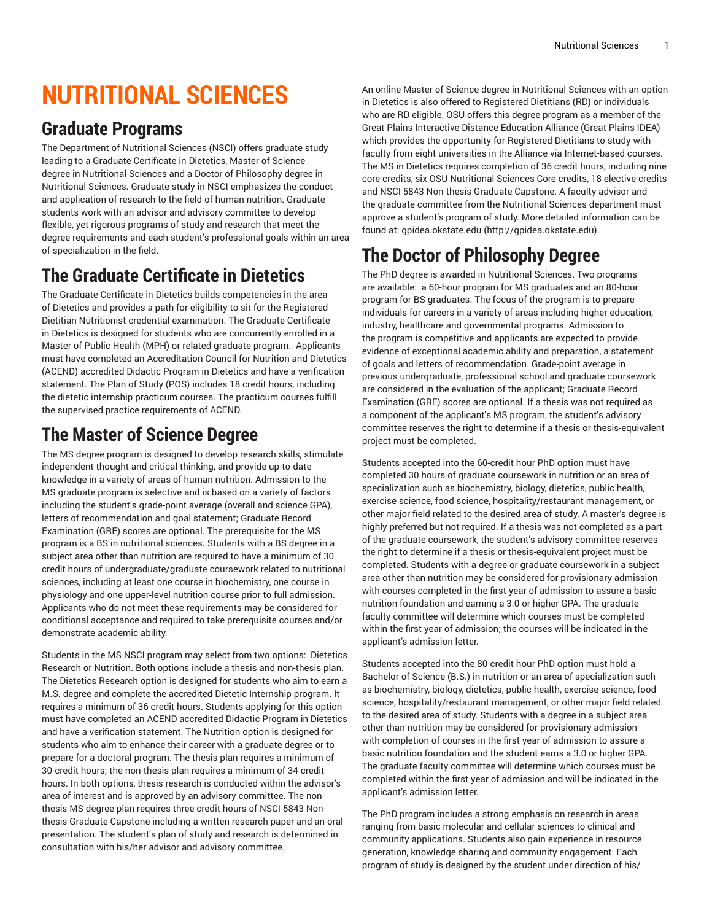# NUTRITIONAL SCIENCES

## Graduate Programs

The Department of Nutritional Sciences (NSCI) offers graduate study leading to a Graduate Certificate in Dietetics, Master of Science degree in Nutritional Sciences and a Doctor of Philosophy degree in Nutritional Sciences. Graduate study in NSCI emphasizes the conduct and application of research to the field of human nutrition. Graduate students work with an advisor and advisory committee to develop flexible, yet rigorous programs of study and research that meet the degree requirements and each student's professional goals within an area of specialization in the field.

## The Graduate Certificate in Dietetics

The Graduate Certificate in Dietetics builds competencies in the area of Dietetics and provides a path for eligibility to sit for the Registered Dietitian Nutritionist credential examination. The Graduate Certificate in Dietetics is designed for students who are concurrently enrolled in a Master of Public Health (MPH) or related graduate program. Applicants must have completed an Accreditation Council for Nutrition and Dietetics (ACEND) accredited Didactic Program in Dietetics and have a verification statement. The Plan of Study (POS) includes 18 credit hours, including the dietetic internship practicum courses. The practicum courses fulfill the supervised practice requirements of ACEND.

## The Master of Science Degree

The MS degree program is designed to develop research skills, stimulate independent thought and critical thinking, and provide up-to-date knowledge in a variety of areas of human nutrition. Admission to the MS graduate program is selective and is based on a variety of factors including the student's grade-point average (overall and science GPA), letters of recommendation and goal statement; Graduate Record Examination (GRE) scores are optional. The prerequisite for the MS program is a BS in nutritional sciences. Students with a BS degree in a subject area other than nutrition are required to have a minimum of 30 credit hours of undergraduate/graduate coursework related to nutritional sciences, including at least one course in biochemistry, one course in physiology and one upper-level nutrition course prior to full admission. Applicants who do not meet these requirements may be considered for conditional acceptance and required to take prerequisite courses and/or demonstrate academic ability.

Students in the MS NSCI program may select from two options: Dietetics Research or Nutrition. Both options include a thesis and non-thesis plan. The Dietetics Research option is designed for students who aim to earn a M.S. degree and complete the accredited Dietetic Internship program. It requires a minimum of 36 credit hours. Students applying for this option must have completed an ACEND accredited Didactic Program in Dietetics and have a verification statement. The Nutrition option is designed for students who aim to enhance their career with a graduate degree or to prepare for a doctoral program. The thesis plan requires a minimum of 30-credit hours; the non-thesis plan requires a minimum of 34 credit hours. In both options, thesis research is conducted within the advisor's area of interest and is approved by an advisory committee. The non-thesis MS degree plan requires three credit hours of NSCI 5843 Non-thesis Graduate Capstone including a written research paper and an oral presentation. The student's plan of study and research is determined in consultation with his/her advisor and advisory committee.

An online Master of Science degree in Nutritional Sciences with an option in Dietetics is also offered to Registered Dietitians (RD) or individuals who are RD eligible. OSU offers this degree program as a member of the Great Plains Interactive Distance Education Alliance (Great Plains IDEA) which provides the opportunity for Registered Dietitians to study with faculty from eight universities in the Alliance via Internet-based courses. The MS in Dietetics requires completion of 36 credit hours, including nine core credits, six OSU Nutritional Sciences Core credits, 18 elective credits and NSCI 5843 Non-thesis Graduate Capstone. A faculty advisor and the graduate committee from the Nutritional Sciences department must approve a student's program of study. More detailed information can be found at: gpidea.okstate.edu (http://gpidea.okstate.edu).

## The Doctor of Philosophy Degree

The PhD degree is awarded in Nutritional Sciences. Two programs are available: a 60-hour program for MS graduates and an 80-hour program for BS graduates. The focus of the program is to prepare individuals for careers in a variety of areas including higher education, industry, healthcare and governmental programs. Admission to the program is competitive and applicants are expected to provide evidence of exceptional academic ability and preparation, a statement of goals and letters of recommendation. Grade-point average in previous undergraduate, professional school and graduate coursework are considered in the evaluation of the applicant; Graduate Record Examination (GRE) scores are optional. If a thesis was not required as a component of the applicant's MS program, the student's advisory committee reserves the right to determine if a thesis or thesis-equivalent project must be completed.

Students accepted into the 60-credit hour PhD option must have completed 30 hours of graduate coursework in nutrition or an area of specialization such as biochemistry, biology, dietetics, public health, exercise science, food science, hospitality/restaurant management, or other major field related to the desired area of study. A master's degree is highly preferred but not required. If a thesis was not completed as a part of the graduate coursework, the student's advisory committee reserves the right to determine if a thesis or thesis-equivalent project must be completed. Students with a degree or graduate coursework in a subject area other than nutrition may be considered for provisionary admission with courses completed in the first year of admission to assure a basic nutrition foundation and earning a 3.0 or higher GPA. The graduate faculty committee will determine which courses must be completed within the first year of admission; the courses will be indicated in the applicant's admission letter.

Students accepted into the 80-credit hour PhD option must hold a Bachelor of Science (B.S.) in nutrition or an area of specialization such as biochemistry, biology, dietetics, public health, exercise science, food science, hospitality/restaurant management, or other major field related to the desired area of study. Students with a degree in a subject area other than nutrition may be considered for provisionary admission with completion of courses in the first year of admission to assure a basic nutrition foundation and the student earns a 3.0 or higher GPA. The graduate faculty committee will determine which courses must be completed within the first year of admission and will be indicated in the applicant's admission letter.

The PhD program includes a strong emphasis on research in areas ranging from basic molecular and cellular sciences to clinical and community applications. Students also gain experience in resource generation, knowledge sharing and community engagement. Each program of study is designed by the student under direction of his/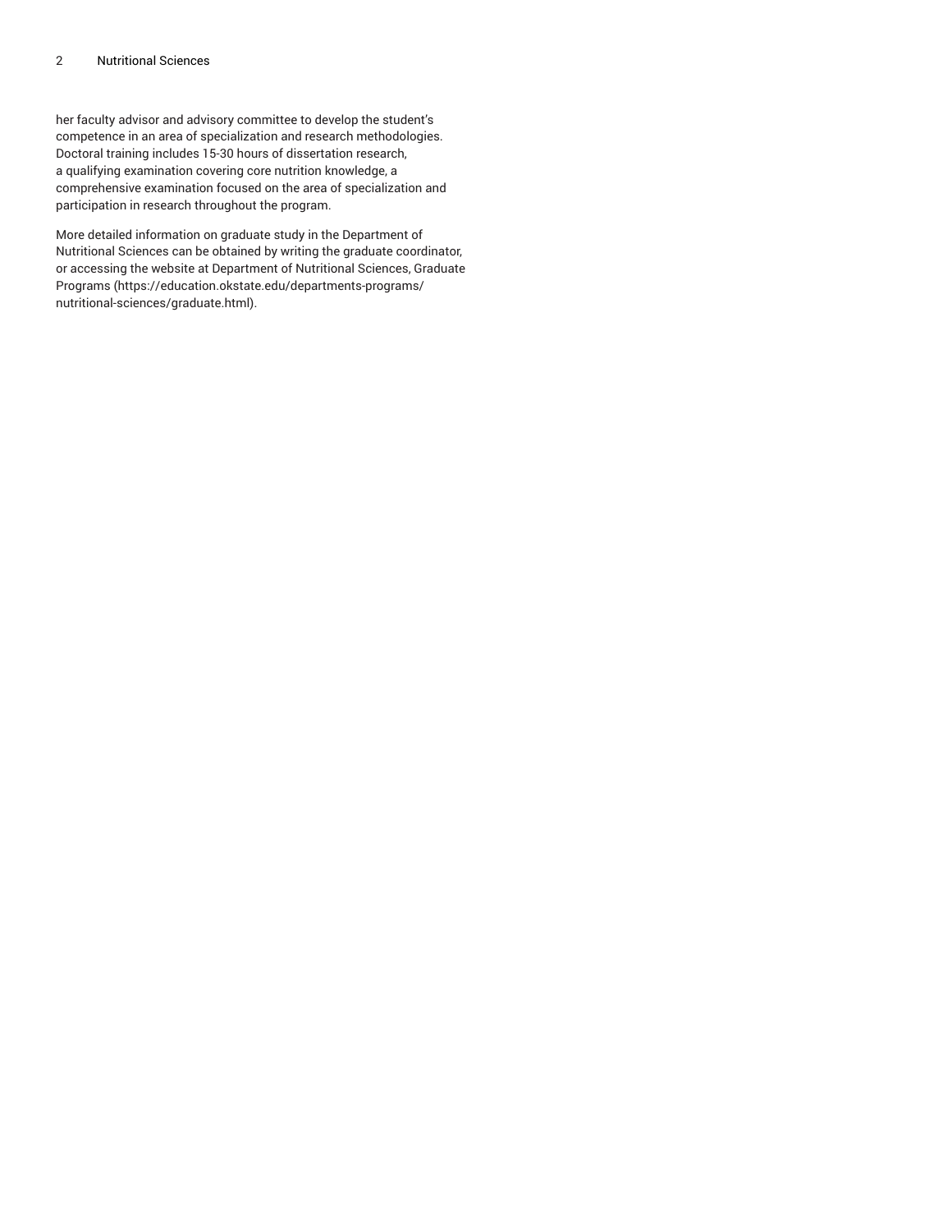her faculty advisor and advisory committee to develop the student's competence in an area of specialization and research methodologies. Doctoral training includes 15-30 hours of dissertation research, a qualifying examination covering core nutrition knowledge, a comprehensive examination focused on the area of specialization and participation in research throughout the program.

More detailed information on graduate study in the Department of Nutritional Sciences can be obtained by writing the graduate coordinator, or accessing the website at Department of Nutritional Sciences, Graduate Programs (https://education.okstate.edu/departments-programs/nutritional-sciences/graduate.html).